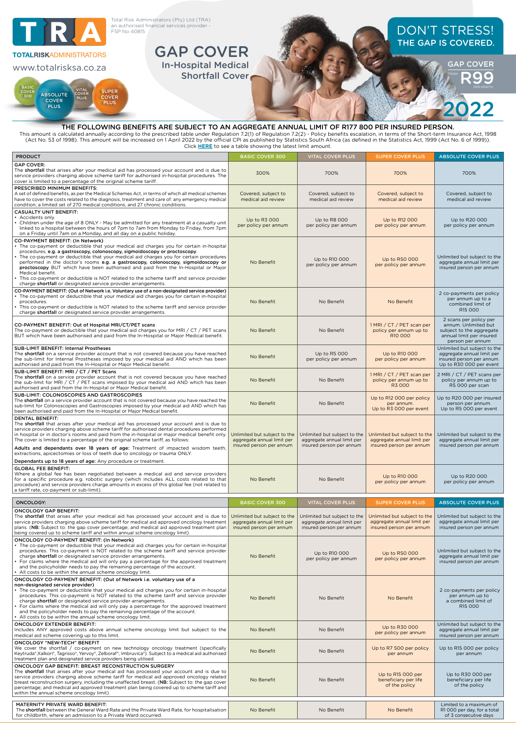# TRA

**TOTALRISKADMINISTRATORS**

www.totalrisksa.co.za

Total Risk Administrators (Pty) Ltd (TRA) an authorised financial services provider - FSP No 40815

BASIC COVER 300 | ABSOLUTE COVER PLUS | VITAL COVER PLUS | SUPER COVER PLUS

# GAP COVER

## In-Hospital Medical Shortfall Cover

DON'T STRESS! THE GAP IS COVERED.

GAP COVER FROM R99 PER MONTH

2022

## THE FOLLOWING BENEFITS ARE SUBJECT TO AN AGGREGATE ANNUAL LIMIT OF R177 800 PER INSURED PERSON.

This amount is calculated annually according to the prescribed table under Regulation 7.2(1) of Regulation 7.2(2) - Policy benefits escalation, in terms of the Short-term Insurance Act, 1998 (Act No. 53 of 1998). This amount will be increased on 1 April 2022 by the official CPI as published by Statistics South Africa (as defined in the Statistics Act, 1999 (Act No. 6 of 1999)). Click **HERE** to see a table showing the latest limit amount.

| PRODUCT | BASIC COVER 300 | VITAL COVER PLUS | SUPER COVER PLUS | ABSOLUTE COVER PLUS |
|---|---|---|---|---|
| **GAP COVER:** The **shortfall** that arises after your medical aid has processed your account and is due to service providers charging above scheme tariff for authorised in-hospital procedures. The cover is limited to a percentage of the original scheme tariff. | 300% | 700% | 700% | 700% |
| **PRESCRIBED MINIMUM BENEFITS:** A set of defined benefits, as per the Medical Schemes Act, in terms of which all medical schemes have to cover the costs related to the diagnosis, treatment and care of: any emergency medical condition; a limited set of 270 medical conditions; and 27 chronic conditions. | Covered, subject to medical aid review | Covered, subject to medical aid review | Covered, subject to medical aid review | Covered, subject to medical aid review |
| **CASUALTY UNIT BENEFIT:** • Accidents only. • Children under the age of 8 ONLY - May be admitted for any treatment at a casualty unit linked to a hospital between the hours of 7pm to 7am from Monday to Friday, from 7pm on a Friday until 7am on a Monday, and all day on a public holiday. | Up to R3 000 per policy per annum | Up to R8 000 per policy per annum | Up to R12 000 per policy per annum | Up to R20 000 per policy per annum |
| **CO-PAYMENT BENEFIT: (In Network)** • The co-payment or deductible that your medical aid charges you for certain in-hospital procedures, **e.g. a gastroscopy, colonoscopy, sigmoidoscopy or proctoscopy**. • The co-payment or deductible that your medical aid charges you for certain procedures performed in the doctor's rooms **e.g. a gastroscopy, colonoscopy, sigmoidoscopy or proctoscopy** BUT which have been authorised and paid from the In-Hospital or Major Medical benefit. • This co-payment or deductible is NOT related to the scheme tariff and service provider charge **shortfall** or designated service provider arrangements. | No Benefit | Up to R10 000 per policy per annum | Up to R50 000 per policy per annum | Unlimited but subject to the aggregate annual limit per insured person per annum |
| **CO-PAYMENT BENEFIT: (Out of Network i.e. Voluntary use of a non-designated service provider)** • The co-payment or deductible that your medical aid charges you for certain in-hospital procedures. • This co-payment or deductible is NOT related to the scheme tariff and service provider charge **shortfall** or designated service provider arrangements. | No Benefit | No Benefit | No Benefit | 2 co-payments per policy per annum up to a combined limit of R15 000 |
| **CO-PAYMENT BENEFIT: Out of Hospital MRI/CT/PET scans** The co-payment or deductible that your medical aid charges you for MRI / CT / PET scans BUT which have been authorised and paid from the In-Hospital or Major Medical benefit. | No Benefit | No Benefit | 1 MRI / CT / PET scan per policy per annum up to R10 000 | 2 scans per policy per annum. Unlimited but subject to the aggregate annual limit per insured person per annum |
| **SUB-LIMIT BENEFIT: Internal Prostheses** The **shortfall** on a service provider account that is not covered because you have reached the sub-limit for Internal Prostheses imposed by your medical aid AND which has been authorised and paid from the In-Hospital or Major Medical benefit. | No Benefit | Up to R5 000 per policy per annum | Up to R10 000 per policy per annum | Unlimited but subject to the aggregate annual limit per insured person per annum. Up to R30 000 per event |
| **SUB-LIMIT BENEFIT: MRI / CT / PET Scans** The **shortfall** on a service provider account that is not covered because you have reached the sub-limit for MRI / CT / PET scans imposed by your medical aid AND which has been authorised and paid from the In-Hospital or Major Medical benefit. | No Benefit | No Benefit | 1 MRI / CT / PET scan per policy per annum up to R3 000 | 2 MRI / CT / PET scans per policy per annum up to R5 000 per scan |
| **SUB-LIMIT: COLONOSCOPIES AND GASTROSCOPIES** The **shortfall** on a service provider account that is not covered because you have reached the sub-limit for Colonoscopies and Gastroscopies imposed by your medical aid AND which has been authorised and paid from the In-Hospital or Major Medical benefit. | No Benefit | No Benefit | Up to R12 000 per policy per annum. Up to R3 000 per event | Up to R20 000 per insured person per annum. Up to R5 000 per event |
| **DENTAL BENEFIT:** The **shortfall** that arises after your medical aid has processed your account and is due to service providers charging above scheme tariff for authorised dental procedures performed in hospital or in doctor's rooms and paid from the in-hospital or major medical benefit only. The cover is limited to a percentage of the original scheme tariff, as follows: **Adults and dependants over 18 years of age:** Treatment of impacted wisdom teeth, extractions, apicectomies or loss of teeth due to oncology or trauma ONLY. **Dependants up to 18 years of age:** Any procedure or treatment. | Unlimited but subject to the aggregate annual limit per insured person per annum | Unlimited but subject to the aggregate annual limit per insured person per annum | Unlimited but subject to the aggregate annual limit per insured person per annum | Unlimited but subject to the aggregate annual limit per insured person per annum |
| **GLOBAL FEE BENEFIT:** Where a global fee has been negotiated between a medical aid and service providers for a specific procedure e.g. robotic surgery (which includes ALL costs related to that procedure) and service providers charge amounts in excess of this global fee (not related to a tariff rate, co-payment or sub-limit). | No Benefit | No Benefit | Up to R10 000 per policy per annum | Up to R20 000 per policy per annum |

| ONCOLOGY: | BASIC COVER 300 | VITAL COVER PLUS | SUPER COVER PLUS | ABSOLUTE COVER PLUS |
|---|---|---|---|---|
| **ONCOLOGY GAP BENEFIT:** The **shortfall** that arises after your medical aid has processed your account and is due to service providers charging above scheme tariff for medical aid approved oncology treatment plans. (**NB:** Subject to: the gap cover percentage; and medical aid approved treatment plan being covered up to scheme tariff and within annual scheme oncology limit). | Unlimited but subject to the aggregate annual limit per insured person per annum | Unlimited but subject to the aggregate annual limit per insured person per annum | Unlimited but subject to the aggregate annual limit per insured person per annum | Unlimited but subject to the aggregate annual limit per insured person per annum |
| **ONCOLOGY CO-PAYMENT BENEFIT: (In Network)** • The co-payment or deductible that your medical aid charges you for certain in-hospital procedures. This co-payment is NOT related to the scheme tariff and service provider charge **shortfall** or designated service provider arrangements. • For claims where the medical aid will only pay a percentage for the approved treatment and the policyholder needs to pay the remaining percentage of the account. • All costs to be within the annual scheme oncology limit. | No Benefit | Up to R10 000 per policy per annum | Up to R50 000 per policy per annum | Unlimited but subject to the aggregate annual limit per insured person per annum |
| **ONCOLOGY CO-PAYMENT BENEFIT: (Out of Network i.e. voluntary use of a non-designated service provider)** • The co-payment or deductible that your medical aid charges you for certain in-hospital procedures. This co-payment is NOT related to the scheme tariff and service provider charge **shortfall** or designated service provider arrangements. • For claims where the medical aid will only pay a percentage for the approved treatment and the policyholder needs to pay the remaining percentage of the account. • All costs to be within the annual scheme oncology limit. | No Benefit | No Benefit | No Benefit | 2 co-payments per policy per annum up to a combined limit of R15 000 |
| **ONCOLOGY EXTENDER BENEFIT:** Includes ANY approved costs above annual scheme oncology limit but subject to the medical aid scheme covering up to this limit. | No Benefit | No Benefit | Up to R30 000 per policy per annum | Unlimited but subject to the aggregate annual limit per insured person per annum |
| **ONCOLOGY "NEW-TECH" BENEFIT** We cover the shortfall / co-payment on new technology oncology treatment (specifically Keytruda®, Xalkori®, Tagrisso®, Yervoy®, Zelboraf®, Imbruvica®). Subject to a medical aid authorised treatment plan and designated service providers being utilised. | No Benefit | No Benefit | Up to R7 500 per policy per annum | Up to R15 000 per policy per annum |
| **ONCOLOGY GAP BENEFIT: BREAST RECONSTRUCTION SURGERY** The **shortfall** that arises after your medical aid has processed your account and is due to service providers charging above scheme tariff for medical aid approved oncology related breast reconstruction surgery, including the unaffected breast. (**NB:** Subject to: the gap cover percentage; and medical aid approved treatment plan being covered up to scheme tariff and within the annual scheme oncology limit). | No Benefit | No Benefit | Up to R15 000 per beneficiary per life of the policy | Up to R30 000 per beneficiary per life of the policy |

| | | | | |
|---|---|---|---|---|
| **MATERNITY PRIVATE WARD BENEFIT:** The **shortfall** between the General Ward Rate and the Private Ward Rate, for hospitalisation for childbirth, where an admission to a Private Ward occurred. | No Benefit | No Benefit | No Benefit | Limited to a maximum of R1 000 per day, for a total of 3 consecutive days |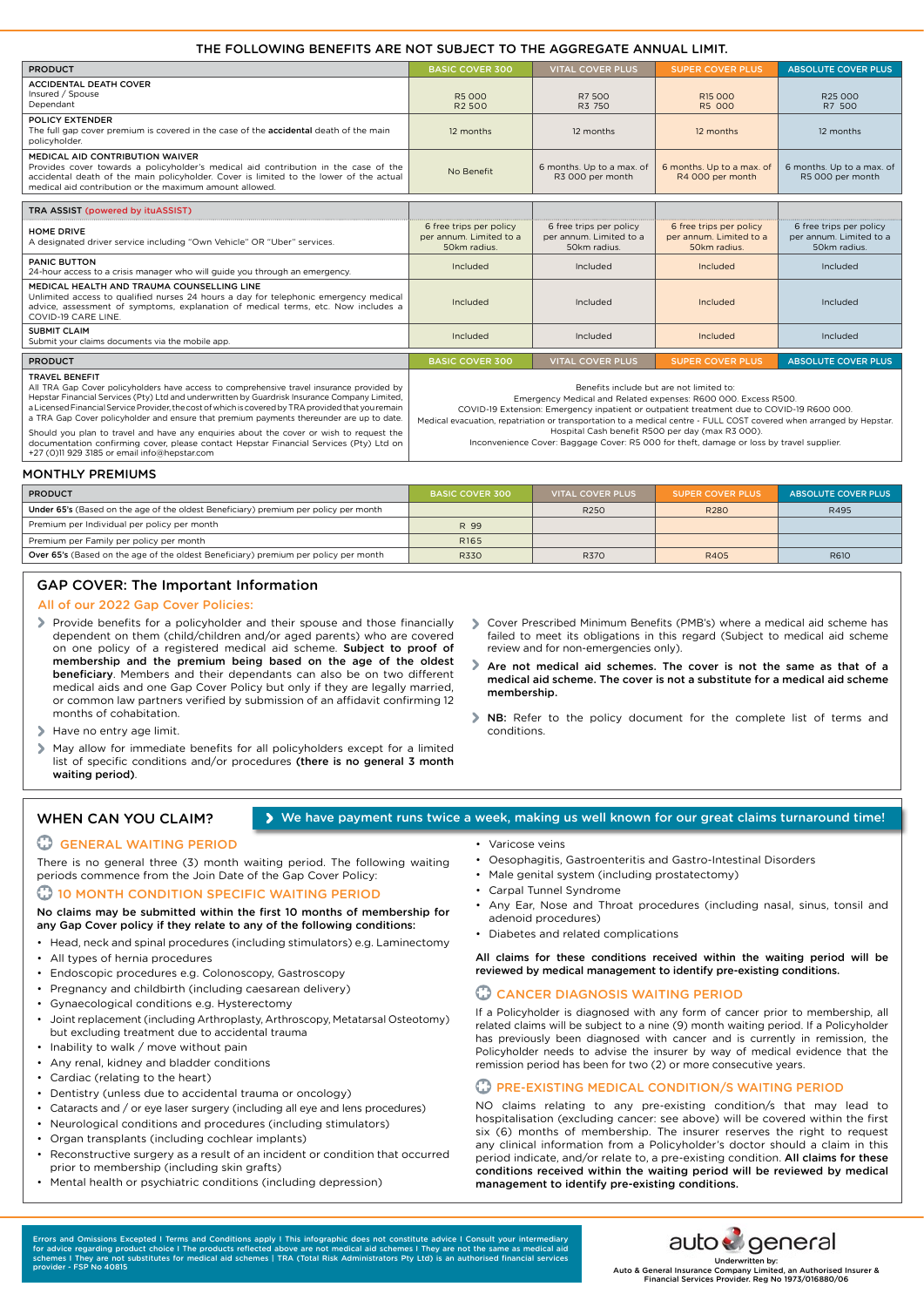## THE FOLLOWING BENEFITS ARE NOT SUBJECT TO THE AGGREGATE ANNUAL LIMIT.

| PRODUCT | BASIC COVER 300 | VITAL COVER PLUS | SUPER COVER PLUS | ABSOLUTE COVER PLUS |
|---|---|---|---|---|
| **ACCIDENTAL DEATH COVER**<br>Insured / Spouse<br>Dependant | R5 000<br>R2 500 | R7 500<br>R3 750 | R15 000<br>R5 000 | R25 000<br>R7 500 |
| **POLICY EXTENDER**<br>The full gap cover premium is covered in the case of the **accidental** death of the main policyholder. | 12 months | 12 months | 12 months | 12 months |
| **MEDICAL AID CONTRIBUTION WAIVER**<br>Provides cover towards a policyholder's medical aid contribution in the case of the accidental death of the main policyholder. Cover is limited to the lower of the actual medical aid contribution or the maximum amount allowed. | No Benefit | 6 months. Up to a max. of R3 000 per month | 6 months. Up to a max. of R4 000 per month | 6 months. Up to a max. of R5 000 per month |
| **TRA ASSIST** (powered by ituASSIST) | | | | |
| **HOME DRIVE**<br>A designated driver service including "Own Vehicle" OR "Uber" services. | 6 free trips per policy per annum. Limited to a 50km radius. | 6 free trips per policy per annum. Limited to a 50km radius. | 6 free trips per policy per annum. Limited to a 50km radius. | 6 free trips per policy per annum. Limited to a 50km radius. |
| **PANIC BUTTON**<br>24-hour access to a crisis manager who will guide you through an emergency. | Included | Included | Included | Included |
| **MEDICAL HEALTH AND TRAUMA COUNSELLING LINE**<br>Unlimited access to qualified nurses 24 hours a day for telephonic emergency medical advice, assessment of symptoms, explanation of medical terms, etc. Now includes a COVID-19 CARE LINE. | Included | Included | Included | Included |
| **SUBMIT CLAIM**<br>Submit your claims documents via the mobile app. | Included | Included | Included | Included |

| PRODUCT | BASIC COVER 300 | VITAL COVER PLUS | SUPER COVER PLUS | ABSOLUTE COVER PLUS |
|---|---|---|---|---|
| **TRAVEL BENEFIT**<br>All TRA Gap Cover policyholders have access to comprehensive travel insurance provided by Hepstar Financial Services (Pty) Ltd and underwritten by Guardrisk Insurance Company Limited, a Licensed Financial Service Provider, the cost of which is covered by TRA provided that you remain a TRA Gap Cover policyholder and ensure that premium payments thereunder are up to date.<br>Should you plan to travel and have any enquiries about the cover or wish to request the documentation confirming cover, please contact Hepstar Financial Services (Pty) Ltd on +27 (0)11 929 3185 or email info@hepstar.com | Benefits include but are not limited to:<br>Emergency Medical and Related expenses: R600 000. Excess R500.<br>COVID-19 Extension: Emergency inpatient or outpatient treatment due to COVID-19 R600 000.<br>Medical evacuation, repatriation or transportation to a medical centre - FULL COST covered when arranged by Hepstar.<br>Hospital Cash benefit R500 per day (max R3 000).<br>Inconvenience Cover: Baggage Cover: R5 000 for theft, damage or loss by travel supplier. | | | |

## MONTHLY PREMIUMS

| PRODUCT | BASIC COVER 300 | VITAL COVER PLUS | SUPER COVER PLUS | ABSOLUTE COVER PLUS |
|---|---|---|---|---|
| **Under 65's** (Based on the age of the oldest Beneficiary) premium per policy per month | | R250 | R280 | R495 |
| Premium per Individual per policy per month | R 99 | | | |
| Premium per Family per policy per month | R165 | | | |
| **Over 65's** (Based on the age of the oldest Beneficiary) premium per policy per month | R330 | R370 | R405 | R610 |

## GAP COVER: The Important Information

### All of our 2022 Gap Cover Policies:

- Provide benefits for a policyholder and their spouse and those financially dependent on them (child/children and/or aged parents) who are covered on one policy of a registered medical aid scheme. **Subject to proof of membership and the premium being based on the age of the oldest beneficiary**. Members and their dependants can also be on two different medical aids and one Gap Cover Policy but only if they are legally married, or common law partners verified by submission of an affidavit confirming 12 months of cohabitation.
- Have no entry age limit.
- May allow for immediate benefits for all policyholders except for a limited list of specific conditions and/or procedures **(there is no general 3 month waiting period)**.
- Cover Prescribed Minimum Benefits (PMB's) where a medical aid scheme has failed to meet its obligations in this regard (Subject to medical aid scheme review and for non-emergencies only).
- **Are not medical aid schemes. The cover is not the same as that of a medical aid scheme. The cover is not a substitute for a medical aid scheme membership.**
- **NB:** Refer to the policy document for the complete list of terms and conditions.

## WHEN CAN YOU CLAIM?

**We have payment runs twice a week, making us well known for our great claims turnaround time!**

### GENERAL WAITING PERIOD

There is no general three (3) month waiting period. The following waiting periods commence from the Join Date of the Gap Cover Policy:

### 10 MONTH CONDITION SPECIFIC WAITING PERIOD

**No claims may be submitted within the first 10 months of membership for any Gap Cover policy if they relate to any of the following conditions:**

- Head, neck and spinal procedures (including stimulators) e.g. Laminectomy
- All types of hernia procedures
- Endoscopic procedures e.g. Colonoscopy, Gastroscopy
- Pregnancy and childbirth (including caesarean delivery)
- Gynaecological conditions e.g. Hysterectomy
- Joint replacement (including Arthroplasty, Arthroscopy, Metatarsal Osteotomy) but excluding treatment due to accidental trauma
- Inability to walk / move without pain
- Any renal, kidney and bladder conditions
- Cardiac (relating to the heart)
- Dentistry (unless due to accidental trauma or oncology)
- Cataracts and / or eye laser surgery (including all eye and lens procedures)
- Neurological conditions and procedures (including stimulators)
- Organ transplants (including cochlear implants)
- Reconstructive surgery as a result of an incident or condition that occurred prior to membership (including skin grafts)
- Mental health or psychiatric conditions (including depression)
- Varicose veins
- Oesophagitis, Gastroenteritis and Gastro-Intestinal Disorders
- Male genital system (including prostatectomy)
- Carpal Tunnel Syndrome
- Any Ear, Nose and Throat procedures (including nasal, sinus, tonsil and adenoid procedures)
- Diabetes and related complications

**All claims for these conditions received within the waiting period will be reviewed by medical management to identify pre-existing conditions.**

### CANCER DIAGNOSIS WAITING PERIOD

If a Policyholder is diagnosed with any form of cancer prior to membership, all related claims will be subject to a nine (9) month waiting period. If a Policyholder has previously been diagnosed with cancer and is currently in remission, the Policyholder needs to advise the insurer by way of medical evidence that the remission period has been for two (2) or more consecutive years.

### PRE-EXISTING MEDICAL CONDITION/S WAITING PERIOD

NO claims relating to any pre-existing condition/s that may lead to hospitalisation (excluding cancer: see above) will be covered within the first six (6) months of membership. The insurer reserves the right to request any clinical information from a Policyholder's doctor should a claim in this period indicate, and/or relate to, a pre-existing condition. **All claims for these conditions received within the waiting period will be reviewed by medical management to identify pre-existing conditions.**

Errors and Omissions Excepted I Terms and Conditions apply I This infographic does not constitute advice I Consult your intermediary for advice regarding product choice I The products reflected above are not medical aid schemes I They are not the same as medical aid schemes I They are not substitutes for medical aid schemes I TRA (Total Risk Administrators Pty Ltd) is an authorised financial services provider - FSP No 40815

auto general

Underwritten by:
Auto & General Insurance Company Limited, an Authorised Insurer & Financial Services Provider. Reg No 1973/016880/06